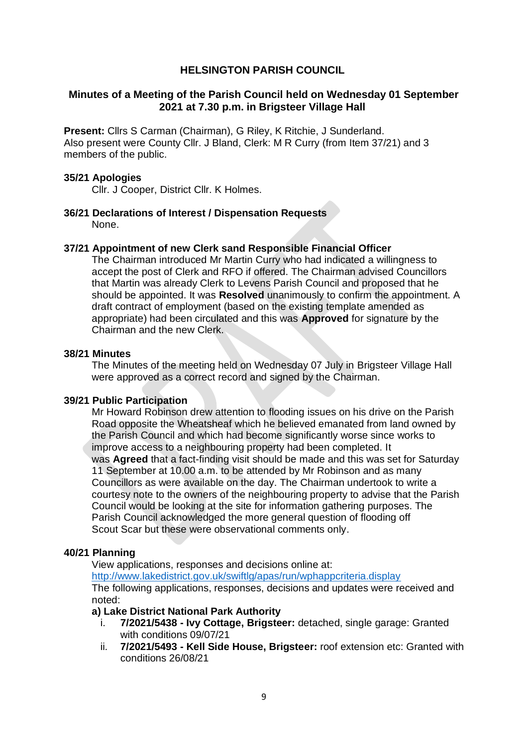# HELSINGTON PARISH COUNCIL

## Minutes of a Meeting of the Parish Council held on Wednesday 01 September 2021 at 7.30 p.m. in Brigsteer Village Hall

**Present:** Cllrs S Carman (Chairman), G Riley, K Ritchie, J Sunderland.
Also present were County Cllr. J Bland, Clerk: M R Curry (from Item 37/21) and 3 members of the public.

### 35/21 Apologies

Cllr. J Cooper, District Cllr. K Holmes.

### 36/21 Declarations of Interest / Dispensation Requests

None.

### 37/21 Appointment of new Clerk sand Responsible Financial Officer

The Chairman introduced Mr Martin Curry who had indicated a willingness to accept the post of Clerk and RFO if offered. The Chairman advised Councillors that Martin was already Clerk to Levens Parish Council and proposed that he should be appointed. It was **Resolved** unanimously to confirm the appointment. A draft contract of employment (based on the existing template amended as appropriate) had been circulated and this was **Approved** for signature by the Chairman and the new Clerk.

### 38/21 Minutes

The Minutes of the meeting held on Wednesday 07 July in Brigsteer Village Hall were approved as a correct record and signed by the Chairman.

### 39/21 Public Participation

Mr Howard Robinson drew attention to flooding issues on his drive on the Parish Road opposite the Wheatsheaf which he believed emanated from land owned by the Parish Council and which had become significantly worse since works to improve access to a neighbouring property had been completed. It was **Agreed** that a fact-finding visit should be made and this was set for Saturday 11 September at 10.00 a.m. to be attended by Mr Robinson and as many Councillors as were available on the day. The Chairman undertook to write a courtesy note to the owners of the neighbouring property to advise that the Parish Council would be looking at the site for information gathering purposes. The Parish Council acknowledged the more general question of flooding off Scout Scar but these were observational comments only.

### 40/21 Planning

View applications, responses and decisions online at:
[http://www.lakedistrict.gov.uk/swiftlg/apas/run/wphappcriteria.display](http://www.lakedistrict.gov.uk/swiftlg/apas/run/wphappcriteria.display)
The following applications, responses, decisions and updates were received and noted:

**a) Lake District National Park Authority**

i. **7/2021/5438 - Ivy Cottage, Brigsteer:** detached, single garage: Granted with conditions 09/07/21

ii. **7/2021/5493 - Kell Side House, Brigsteer:** roof extension etc: Granted with conditions 26/08/21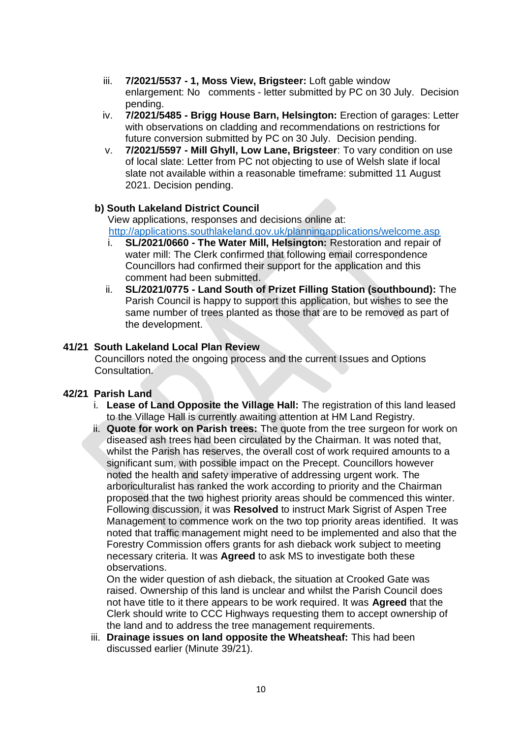iii. **7/2021/5537 - 1, Moss View, Brigsteer:** Loft gable window enlargement: No comments - letter submitted by PC on 30 July. Decision pending.

iv. **7/2021/5485 - Brigg House Barn, Helsington:** Erection of garages: Letter with observations on cladding and recommendations on restrictions for future conversion submitted by PC on 30 July. Decision pending.

v. **7/2021/5597 - Mill Ghyll, Low Lane, Brigsteer**: To vary condition on use of local slate: Letter from PC not objecting to use of Welsh slate if local slate not available within a reasonable timeframe: submitted 11 August 2021. Decision pending.

**b) South Lakeland District Council**

View applications, responses and decisions online at: http://applications.southlakeland.gov.uk/planningapplications/welcome.asp

i. **SL/2021/0660 - The Water Mill, Helsington:** Restoration and repair of water mill: The Clerk confirmed that following email correspondence Councillors had confirmed their support for the application and this comment had been submitted.

ii. **SL/2021/0775 - Land South of Prizet Filling Station (southbound):** The Parish Council is happy to support this application, but wishes to see the same number of trees planted as those that are to be removed as part of the development.

**41/21 South Lakeland Local Plan Review**

Councillors noted the ongoing process and the current Issues and Options Consultation.

**42/21 Parish Land**

i. **Lease of Land Opposite the Village Hall:** The registration of this land leased to the Village Hall is currently awaiting attention at HM Land Registry.

ii. **Quote for work on Parish trees:** The quote from the tree surgeon for work on diseased ash trees had been circulated by the Chairman. It was noted that, whilst the Parish has reserves, the overall cost of work required amounts to a significant sum, with possible impact on the Precept. Councillors however noted the health and safety imperative of addressing urgent work. The arboriculturalist has ranked the work according to priority and the Chairman proposed that the two highest priority areas should be commenced this winter. Following discussion, it was **Resolved** to instruct Mark Sigrist of Aspen Tree Management to commence work on the two top priority areas identified. It was noted that traffic management might need to be implemented and also that the Forestry Commission offers grants for ash dieback work subject to meeting necessary criteria. It was **Agreed** to ask MS to investigate both these observations.

On the wider question of ash dieback, the situation at Crooked Gate was raised. Ownership of this land is unclear and whilst the Parish Council does not have title to it there appears to be work required. It was **Agreed** that the Clerk should write to CCC Highways requesting them to accept ownership of the land and to address the tree management requirements.

iii. **Drainage issues on land opposite the Wheatsheaf:** This had been discussed earlier (Minute 39/21).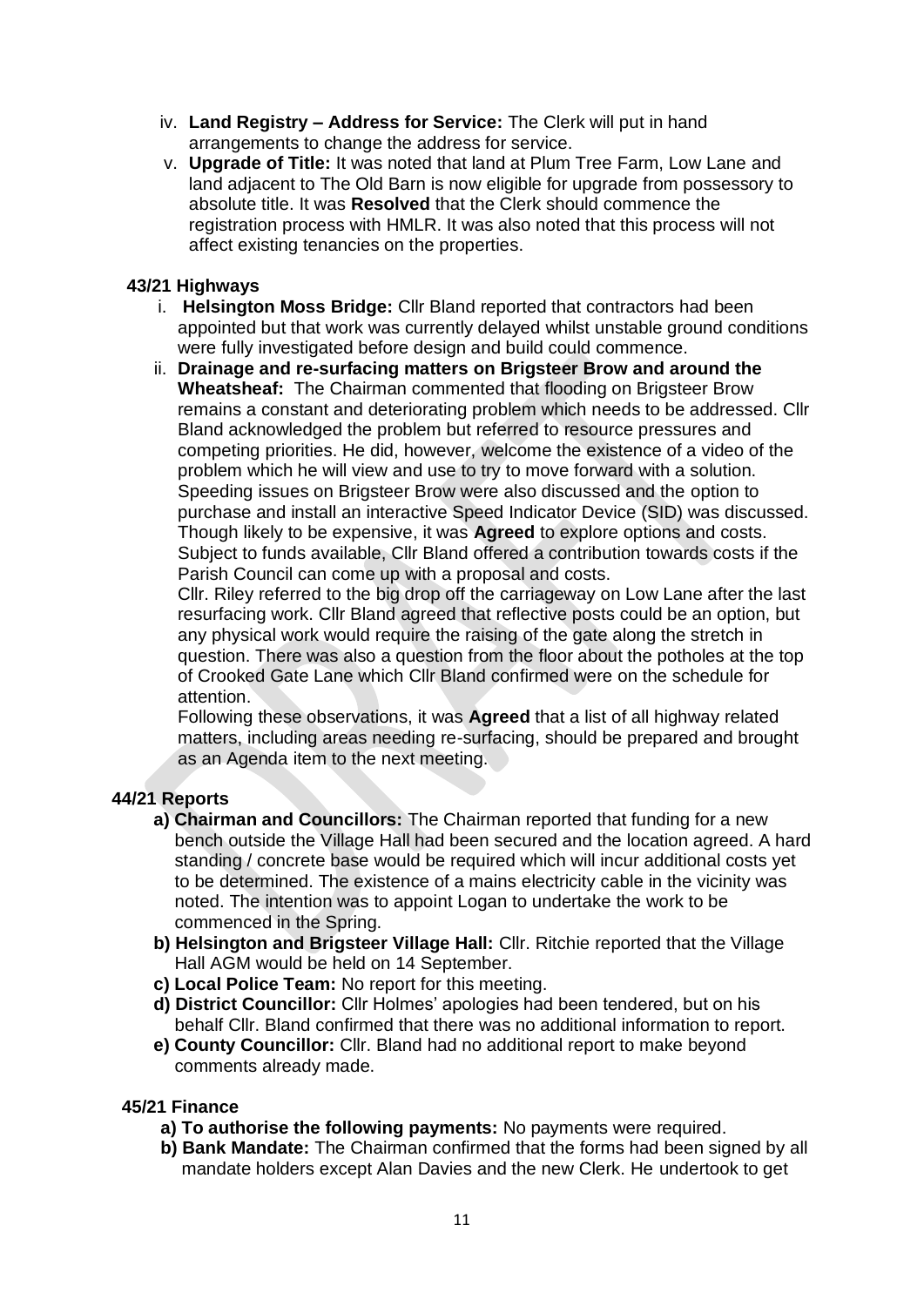iv. **Land Registry – Address for Service:** The Clerk will put in hand arrangements to change the address for service.

v. **Upgrade of Title:** It was noted that land at Plum Tree Farm, Low Lane and land adjacent to The Old Barn is now eligible for upgrade from possessory to absolute title. It was **Resolved** that the Clerk should commence the registration process with HMLR. It was also noted that this process will not affect existing tenancies on the properties.

**43/21 Highways**

i. **Helsington Moss Bridge:** Cllr Bland reported that contractors had been appointed but that work was currently delayed whilst unstable ground conditions were fully investigated before design and build could commence.

ii. **Drainage and re-surfacing matters on Brigsteer Brow and around the Wheatsheaf:** The Chairman commented that flooding on Brigsteer Brow remains a constant and deteriorating problem which needs to be addressed. Cllr Bland acknowledged the problem but referred to resource pressures and competing priorities. He did, however, welcome the existence of a video of the problem which he will view and use to try to move forward with a solution. Speeding issues on Brigsteer Brow were also discussed and the option to purchase and install an interactive Speed Indicator Device (SID) was discussed. Though likely to be expensive, it was **Agreed** to explore options and costs. Subject to funds available, Cllr Bland offered a contribution towards costs if the Parish Council can come up with a proposal and costs.

Cllr. Riley referred to the big drop off the carriageway on Low Lane after the last resurfacing work. Cllr Bland agreed that reflective posts could be an option, but any physical work would require the raising of the gate along the stretch in question. There was also a question from the floor about the potholes at the top of Crooked Gate Lane which Cllr Bland confirmed were on the schedule for attention.

Following these observations, it was **Agreed** that a list of all highway related matters, including areas needing re-surfacing, should be prepared and brought as an Agenda item to the next meeting.

**44/21 Reports**

**a) Chairman and Councillors:** The Chairman reported that funding for a new bench outside the Village Hall had been secured and the location agreed. A hard standing / concrete base would be required which will incur additional costs yet to be determined. The existence of a mains electricity cable in the vicinity was noted. The intention was to appoint Logan to undertake the work to be commenced in the Spring.

**b) Helsington and Brigsteer Village Hall:** Cllr. Ritchie reported that the Village Hall AGM would be held on 14 September.

**c) Local Police Team:** No report for this meeting.

**d) District Councillor:** Cllr Holmes' apologies had been tendered, but on his behalf Cllr. Bland confirmed that there was no additional information to report.

**e) County Councillor:** Cllr. Bland had no additional report to make beyond comments already made.

**45/21 Finance**

**a) To authorise the following payments:** No payments were required.

**b) Bank Mandate:** The Chairman confirmed that the forms had been signed by all mandate holders except Alan Davies and the new Clerk. He undertook to get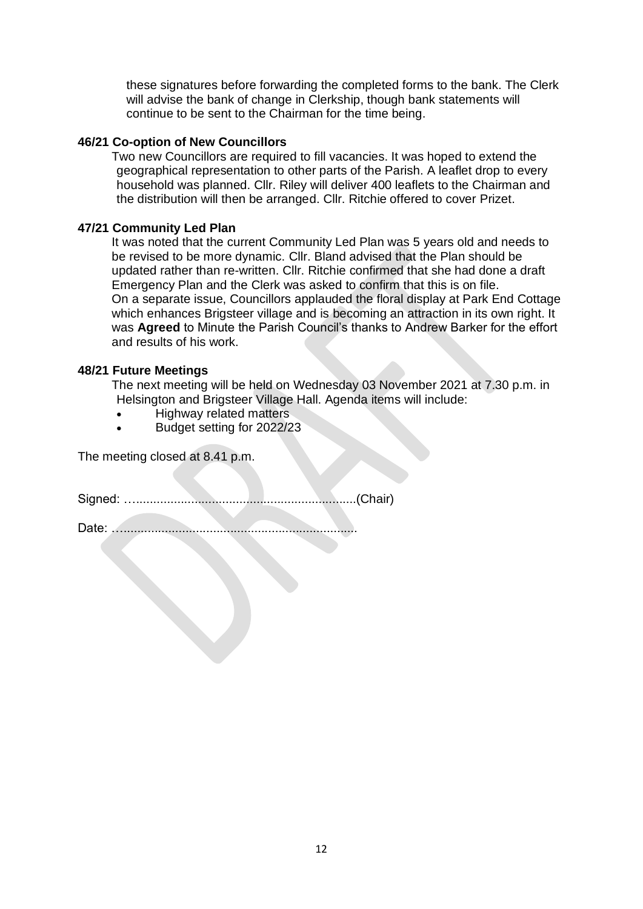these signatures before forwarding the completed forms to the bank. The Clerk will advise the bank of change in Clerkship, though bank statements will continue to be sent to the Chairman for the time being.

**46/21 Co-option of New Councillors**

Two new Councillors are required to fill vacancies. It was hoped to extend the geographical representation to other parts of the Parish. A leaflet drop to every household was planned. Cllr. Riley will deliver 400 leaflets to the Chairman and the distribution will then be arranged. Cllr. Ritchie offered to cover Prizet.

**47/21 Community Led Plan**

It was noted that the current Community Led Plan was 5 years old and needs to be revised to be more dynamic. Cllr. Bland advised that the Plan should be updated rather than re-written. Cllr. Ritchie confirmed that she had done a draft Emergency Plan and the Clerk was asked to confirm that this is on file.
On a separate issue, Councillors applauded the floral display at Park End Cottage which enhances Brigsteer village and is becoming an attraction in its own right. It was **Agreed** to Minute the Parish Council's thanks to Andrew Barker for the effort and results of his work.

**48/21 Future Meetings**

The next meeting will be held on Wednesday 03 November 2021 at 7.30 p.m. in Helsington and Brigsteer Village Hall. Agenda items will include:

- Highway related matters
- Budget setting for 2022/23

The meeting closed at 8.41 p.m.

Signed: …..............................................................(Chair)

Date: …...................................................................